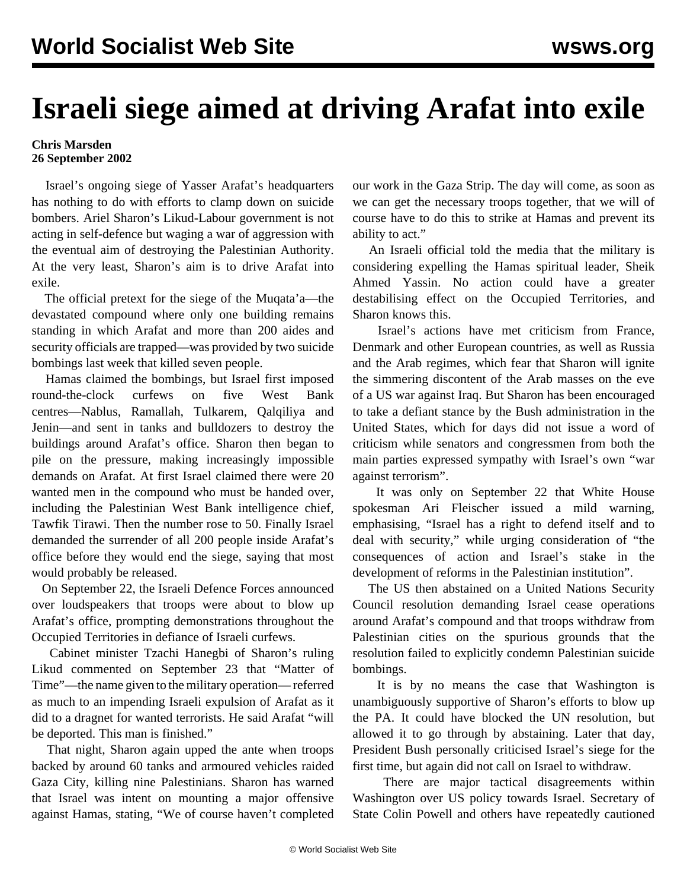# Israeli siege aimed at driving Arafat into exile

**Chris Marsden**
**26 September 2002**

Israel's ongoing siege of Yasser Arafat's headquarters has nothing to do with efforts to clamp down on suicide bombers. Ariel Sharon's Likud-Labour government is not acting in self-defence but waging a war of aggression with the eventual aim of destroying the Palestinian Authority. At the very least, Sharon's aim is to drive Arafat into exile.

The official pretext for the siege of the Muqata'a—the devastated compound where only one building remains standing in which Arafat and more than 200 aides and security officials are trapped—was provided by two suicide bombings last week that killed seven people.

Hamas claimed the bombings, but Israel first imposed round-the-clock curfews on five West Bank centres—Nablus, Ramallah, Tulkarem, Qalqiliya and Jenin—and sent in tanks and bulldozers to destroy the buildings around Arafat's office. Sharon then began to pile on the pressure, making increasingly impossible demands on Arafat. At first Israel claimed there were 20 wanted men in the compound who must be handed over, including the Palestinian West Bank intelligence chief, Tawfik Tirawi. Then the number rose to 50. Finally Israel demanded the surrender of all 200 people inside Arafat's office before they would end the siege, saying that most would probably be released.

On September 22, the Israeli Defence Forces announced over loudspeakers that troops were about to blow up Arafat's office, prompting demonstrations throughout the Occupied Territories in defiance of Israeli curfews.

Cabinet minister Tzachi Hanegbi of Sharon's ruling Likud commented on September 23 that "Matter of Time"—the name given to the military operation—referred as much to an impending Israeli expulsion of Arafat as it did to a dragnet for wanted terrorists. He said Arafat "will be deported. This man is finished."

That night, Sharon again upped the ante when troops backed by around 60 tanks and armoured vehicles raided Gaza City, killing nine Palestinians. Sharon has warned that Israel was intent on mounting a major offensive against Hamas, stating, "We of course haven't completed our work in the Gaza Strip. The day will come, as soon as we can get the necessary troops together, that we will of course have to do this to strike at Hamas and prevent its ability to act."

An Israeli official told the media that the military is considering expelling the Hamas spiritual leader, Sheik Ahmed Yassin. No action could have a greater destabilising effect on the Occupied Territories, and Sharon knows this.

Israel's actions have met criticism from France, Denmark and other European countries, as well as Russia and the Arab regimes, which fear that Sharon will ignite the simmering discontent of the Arab masses on the eve of a US war against Iraq. But Sharon has been encouraged to take a defiant stance by the Bush administration in the United States, which for days did not issue a word of criticism while senators and congressmen from both the main parties expressed sympathy with Israel's own "war against terrorism".

It was only on September 22 that White House spokesman Ari Fleischer issued a mild warning, emphasising, "Israel has a right to defend itself and to deal with security," while urging consideration of "the consequences of action and Israel's stake in the development of reforms in the Palestinian institution".

The US then abstained on a United Nations Security Council resolution demanding Israel cease operations around Arafat's compound and that troops withdraw from Palestinian cities on the spurious grounds that the resolution failed to explicitly condemn Palestinian suicide bombings.

It is by no means the case that Washington is unambiguously supportive of Sharon's efforts to blow up the PA. It could have blocked the UN resolution, but allowed it to go through by abstaining. Later that day, President Bush personally criticised Israel's siege for the first time, but again did not call on Israel to withdraw.

There are major tactical disagreements within Washington over US policy towards Israel. Secretary of State Colin Powell and others have repeatedly cautioned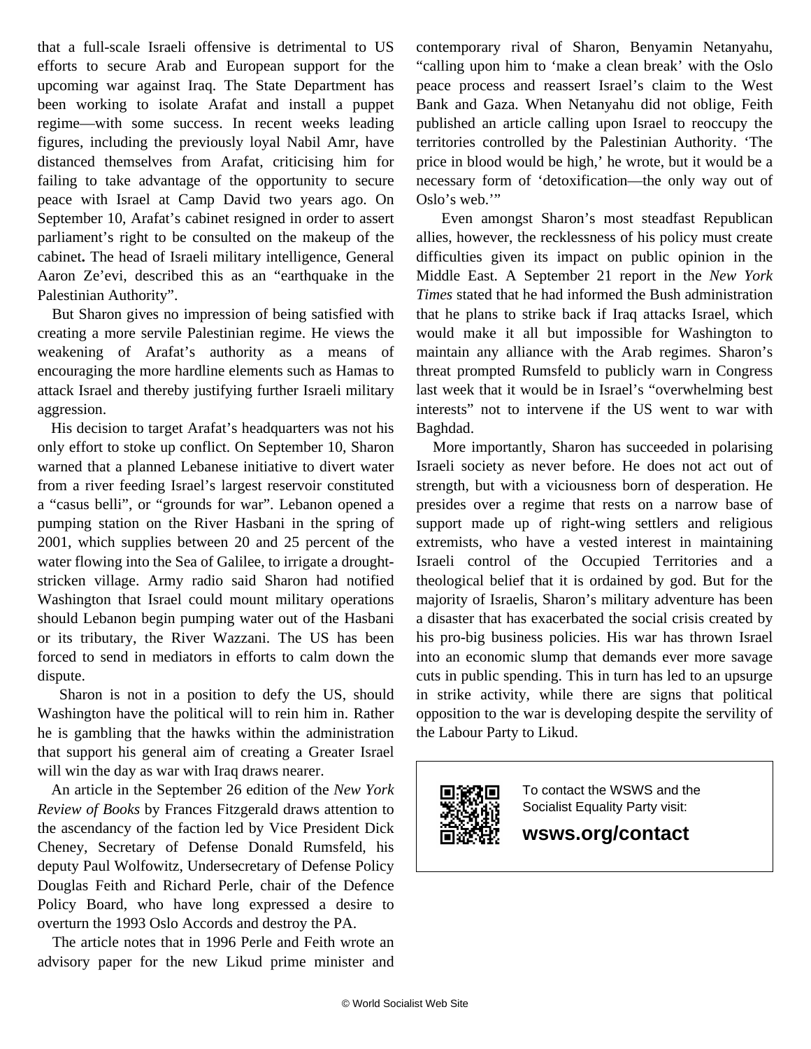that a full-scale Israeli offensive is detrimental to US efforts to secure Arab and European support for the upcoming war against Iraq. The State Department has been working to isolate Arafat and install a puppet regime—with some success. In recent weeks leading figures, including the previously loyal Nabil Amr, have distanced themselves from Arafat, criticising him for failing to take advantage of the opportunity to secure peace with Israel at Camp David two years ago. On September 10, Arafat's cabinet resigned in order to assert parliament's right to be consulted on the makeup of the cabinet**.** The head of Israeli military intelligence, General Aaron Ze'evi, described this as an "earthquake in the Palestinian Authority".

But Sharon gives no impression of being satisfied with creating a more servile Palestinian regime. He views the weakening of Arafat's authority as a means of encouraging the more hardline elements such as Hamas to attack Israel and thereby justifying further Israeli military aggression.

His decision to target Arafat's headquarters was not his only effort to stoke up conflict. On September 10, Sharon warned that a planned Lebanese initiative to divert water from a river feeding Israel's largest reservoir constituted a "casus belli", or "grounds for war". Lebanon opened a pumping station on the River Hasbani in the spring of 2001, which supplies between 20 and 25 percent of the water flowing into the Sea of Galilee, to irrigate a drought-stricken village. Army radio said Sharon had notified Washington that Israel could mount military operations should Lebanon begin pumping water out of the Hasbani or its tributary, the River Wazzani. The US has been forced to send in mediators in efforts to calm down the dispute.

Sharon is not in a position to defy the US, should Washington have the political will to rein him in. Rather he is gambling that the hawks within the administration that support his general aim of creating a Greater Israel will win the day as war with Iraq draws nearer.

An article in the September 26 edition of the *New York Review of Books* by Frances Fitzgerald draws attention to the ascendancy of the faction led by Vice President Dick Cheney, Secretary of Defense Donald Rumsfeld, his deputy Paul Wolfowitz, Undersecretary of Defense Policy Douglas Feith and Richard Perle, chair of the Defence Policy Board, who have long expressed a desire to overturn the 1993 Oslo Accords and destroy the PA.

The article notes that in 1996 Perle and Feith wrote an advisory paper for the new Likud prime minister and contemporary rival of Sharon, Benyamin Netanyahu, "calling upon him to 'make a clean break' with the Oslo peace process and reassert Israel's claim to the West Bank and Gaza. When Netanyahu did not oblige, Feith published an article calling upon Israel to reoccupy the territories controlled by the Palestinian Authority. 'The price in blood would be high,' he wrote, but it would be a necessary form of 'detoxification—the only way out of Oslo's web.'"

Even amongst Sharon's most steadfast Republican allies, however, the recklessness of his policy must create difficulties given its impact on public opinion in the Middle East. A September 21 report in the *New York Times* stated that he had informed the Bush administration that he plans to strike back if Iraq attacks Israel, which would make it all but impossible for Washington to maintain any alliance with the Arab regimes. Sharon's threat prompted Rumsfeld to publicly warn in Congress last week that it would be in Israel's "overwhelming best interests" not to intervene if the US went to war with Baghdad.

More importantly, Sharon has succeeded in polarising Israeli society as never before. He does not act out of strength, but with a viciousness born of desperation. He presides over a regime that rests on a narrow base of support made up of right-wing settlers and religious extremists, who have a vested interest in maintaining Israeli control of the Occupied Territories and a theological belief that it is ordained by god. But for the majority of Israelis, Sharon's military adventure has been a disaster that has exacerbated the social crisis created by his pro-big business policies. His war has thrown Israel into an economic slump that demands ever more savage cuts in public spending. This in turn has led to an upsurge in strike activity, while there are signs that political opposition to the war is developing despite the servility of the Labour Party to Likud.

To contact the WSWS and the Socialist Equality Party visit:

**wsws.org/contact**